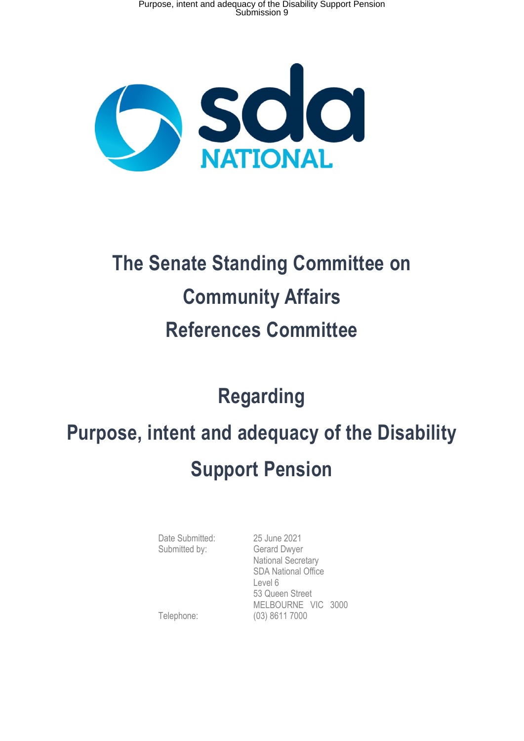# The Senate Standing Committee on Community Affairs References Committee

## Regarding

## Purpose, intent and adequacy of the Disability Support Pension

| | |
|---|---|
| Date Submitted: | 25 June 2021 |
| Submitted by: | Gerard Dwyer<br>National Secretary<br>SDA National Office<br>Level 6<br>53 Queen Street<br>MELBOURNE VIC 3000 |
| Telephone: | (03) 8611 7000 |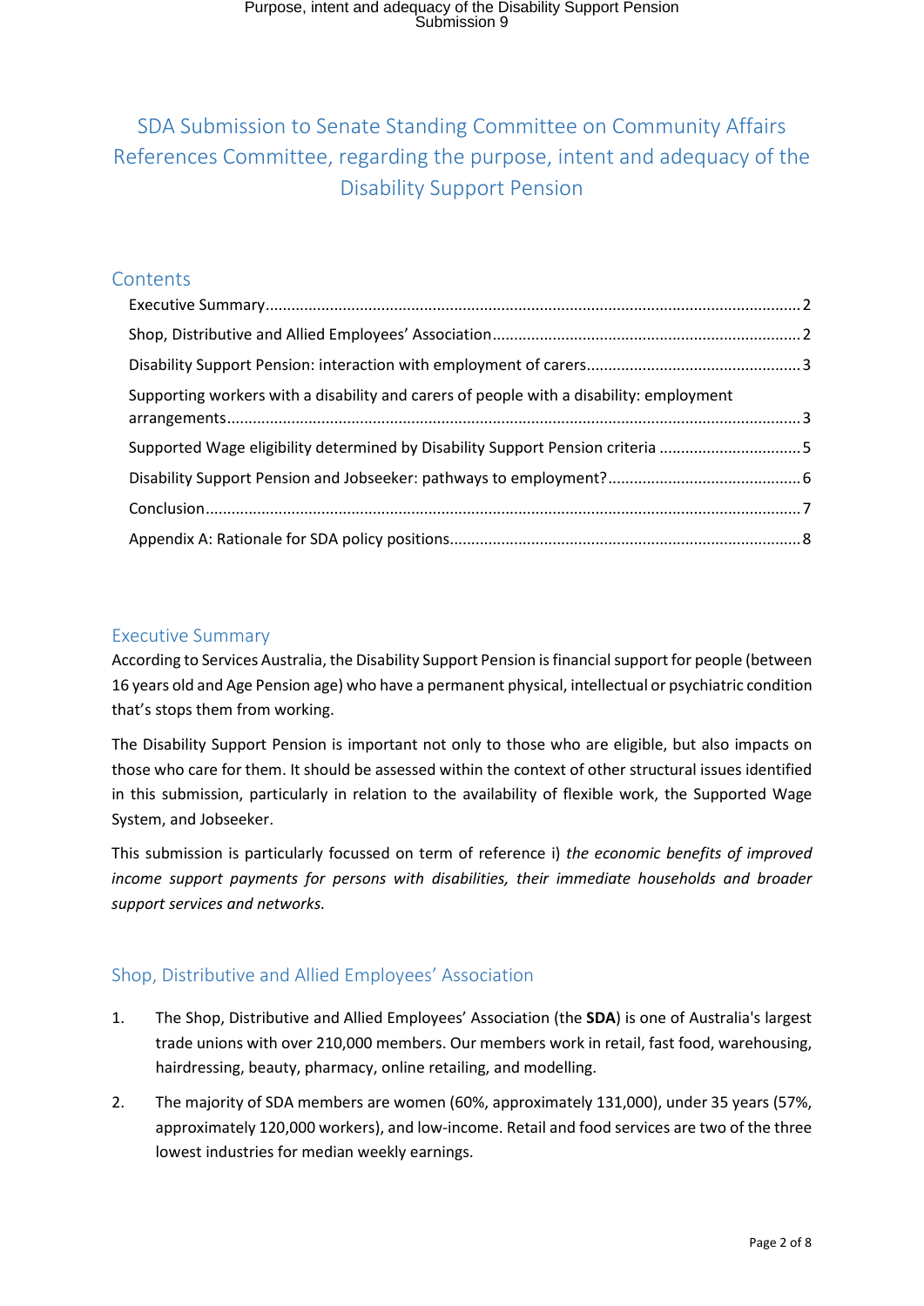# SDA Submission to Senate Standing Committee on Community Affairs References Committee, regarding the purpose, intent and adequacy of the Disability Support Pension

## Contents

- Executive Summary ........ 2
- Shop, Distributive and Allied Employees' Association ........ 2
- Disability Support Pension: interaction with employment of carers ........ 3
- Supporting workers with a disability and carers of people with a disability: employment arrangements ........ 3
- Supported Wage eligibility determined by Disability Support Pension criteria ........ 5
- Disability Support Pension and Jobseeker: pathways to employment? ........ 6
- Conclusion ........ 7
- Appendix A: Rationale for SDA policy positions ........ 8

## Executive Summary

According to Services Australia, the Disability Support Pension is financial support for people (between 16 years old and Age Pension age) who have a permanent physical, intellectual or psychiatric condition that's stops them from working.

The Disability Support Pension is important not only to those who are eligible, but also impacts on those who care for them. It should be assessed within the context of other structural issues identified in this submission, particularly in relation to the availability of flexible work, the Supported Wage System, and Jobseeker.

This submission is particularly focussed on term of reference i) *the economic benefits of improved income support payments for persons with disabilities, their immediate households and broader support services and networks.*

## Shop, Distributive and Allied Employees' Association

1. The Shop, Distributive and Allied Employees' Association (the **SDA**) is one of Australia's largest trade unions with over 210,000 members. Our members work in retail, fast food, warehousing, hairdressing, beauty, pharmacy, online retailing, and modelling.

2. The majority of SDA members are women (60%, approximately 131,000), under 35 years (57%, approximately 120,000 workers), and low-income. Retail and food services are two of the three lowest industries for median weekly earnings.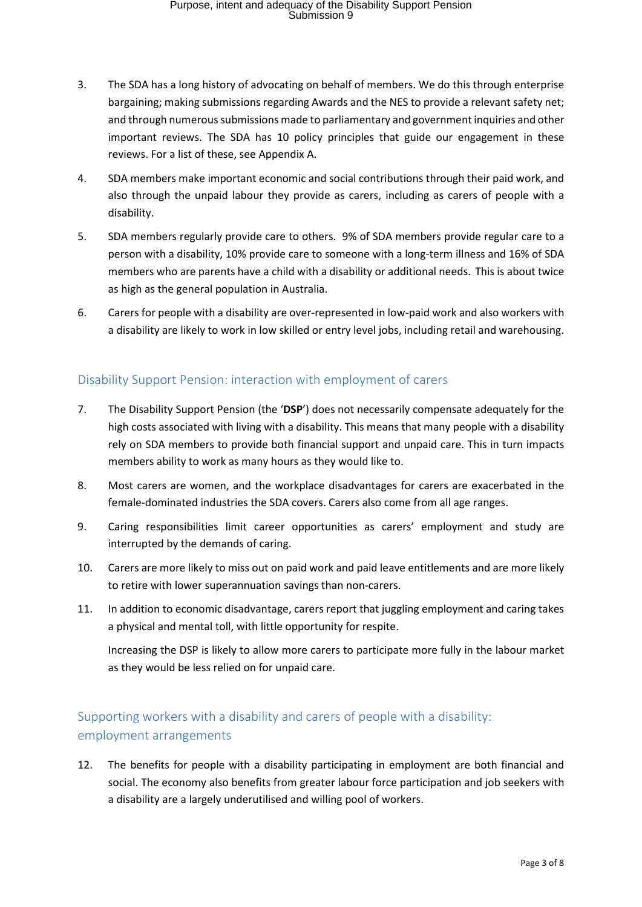3. The SDA has a long history of advocating on behalf of members. We do this through enterprise bargaining; making submissions regarding Awards and the NES to provide a relevant safety net; and through numerous submissions made to parliamentary and government inquiries and other important reviews. The SDA has 10 policy principles that guide our engagement in these reviews. For a list of these, see Appendix A.

4. SDA members make important economic and social contributions through their paid work, and also through the unpaid labour they provide as carers, including as carers of people with a disability.

5. SDA members regularly provide care to others. 9% of SDA members provide regular care to a person with a disability, 10% provide care to someone with a long-term illness and 16% of SDA members who are parents have a child with a disability or additional needs. This is about twice as high as the general population in Australia.

6. Carers for people with a disability are over-represented in low-paid work and also workers with a disability are likely to work in low skilled or entry level jobs, including retail and warehousing.

## Disability Support Pension: interaction with employment of carers

7. The Disability Support Pension (the '**DSP**') does not necessarily compensate adequately for the high costs associated with living with a disability. This means that many people with a disability rely on SDA members to provide both financial support and unpaid care. This in turn impacts members ability to work as many hours as they would like to.

8. Most carers are women, and the workplace disadvantages for carers are exacerbated in the female-dominated industries the SDA covers. Carers also come from all age ranges.

9. Caring responsibilities limit career opportunities as carers' employment and study are interrupted by the demands of caring.

10. Carers are more likely to miss out on paid work and paid leave entitlements and are more likely to retire with lower superannuation savings than non-carers.

11. In addition to economic disadvantage, carers report that juggling employment and caring takes a physical and mental toll, with little opportunity for respite.

    Increasing the DSP is likely to allow more carers to participate more fully in the labour market as they would be less relied on for unpaid care.

## Supporting workers with a disability and carers of people with a disability: employment arrangements

12. The benefits for people with a disability participating in employment are both financial and social. The economy also benefits from greater labour force participation and job seekers with a disability are a largely underutilised and willing pool of workers.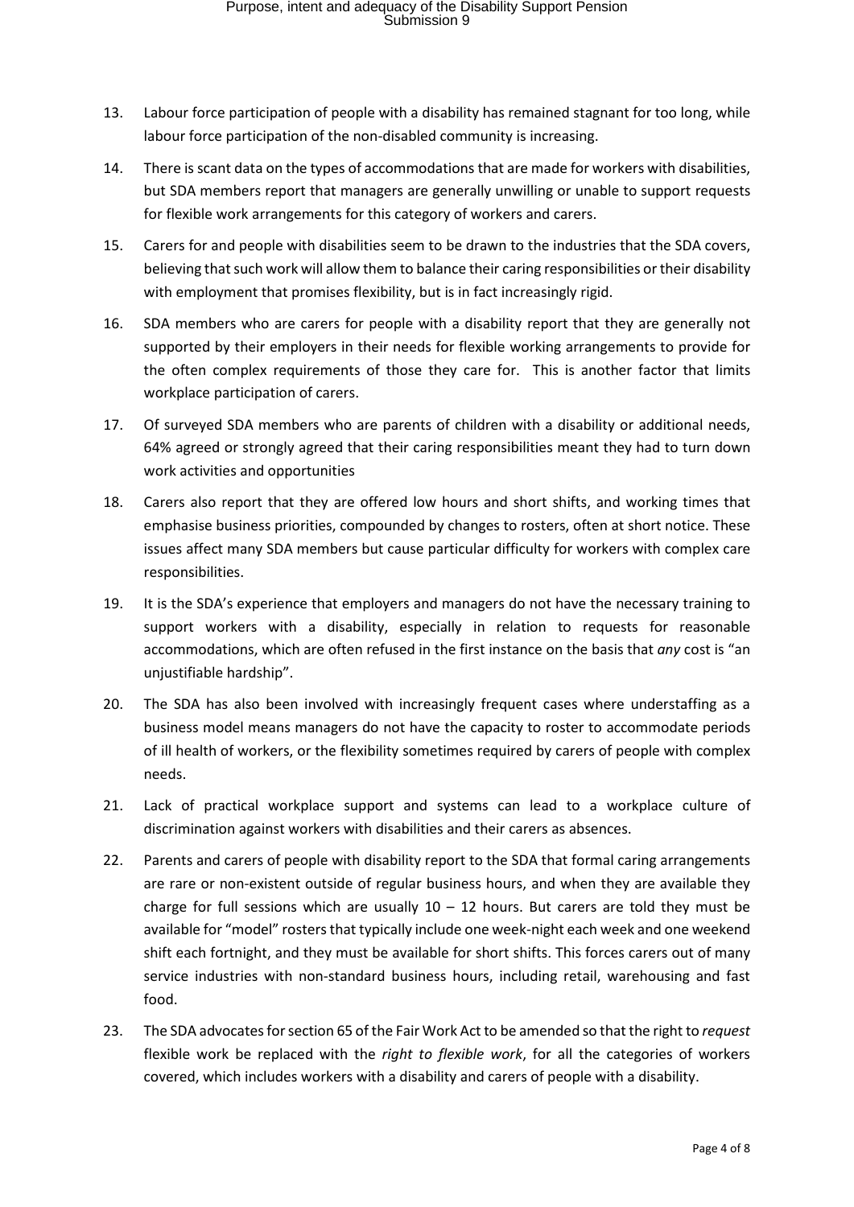13. Labour force participation of people with a disability has remained stagnant for too long, while labour force participation of the non-disabled community is increasing.

14. There is scant data on the types of accommodations that are made for workers with disabilities, but SDA members report that managers are generally unwilling or unable to support requests for flexible work arrangements for this category of workers and carers.

15. Carers for and people with disabilities seem to be drawn to the industries that the SDA covers, believing that such work will allow them to balance their caring responsibilities or their disability with employment that promises flexibility, but is in fact increasingly rigid.

16. SDA members who are carers for people with a disability report that they are generally not supported by their employers in their needs for flexible working arrangements to provide for the often complex requirements of those they care for. This is another factor that limits workplace participation of carers.

17. Of surveyed SDA members who are parents of children with a disability or additional needs, 64% agreed or strongly agreed that their caring responsibilities meant they had to turn down work activities and opportunities

18. Carers also report that they are offered low hours and short shifts, and working times that emphasise business priorities, compounded by changes to rosters, often at short notice. These issues affect many SDA members but cause particular difficulty for workers with complex care responsibilities.

19. It is the SDA's experience that employers and managers do not have the necessary training to support workers with a disability, especially in relation to requests for reasonable accommodations, which are often refused in the first instance on the basis that *any* cost is "an unjustifiable hardship".

20. The SDA has also been involved with increasingly frequent cases where understaffing as a business model means managers do not have the capacity to roster to accommodate periods of ill health of workers, or the flexibility sometimes required by carers of people with complex needs.

21. Lack of practical workplace support and systems can lead to a workplace culture of discrimination against workers with disabilities and their carers as absences.

22. Parents and carers of people with disability report to the SDA that formal caring arrangements are rare or non-existent outside of regular business hours, and when they are available they charge for full sessions which are usually 10 – 12 hours. But carers are told they must be available for "model" rosters that typically include one week-night each week and one weekend shift each fortnight, and they must be available for short shifts. This forces carers out of many service industries with non-standard business hours, including retail, warehousing and fast food.

23. The SDA advocates for section 65 of the Fair Work Act to be amended so that the right to *request* flexible work be replaced with the *right to flexible work*, for all the categories of workers covered, which includes workers with a disability and carers of people with a disability.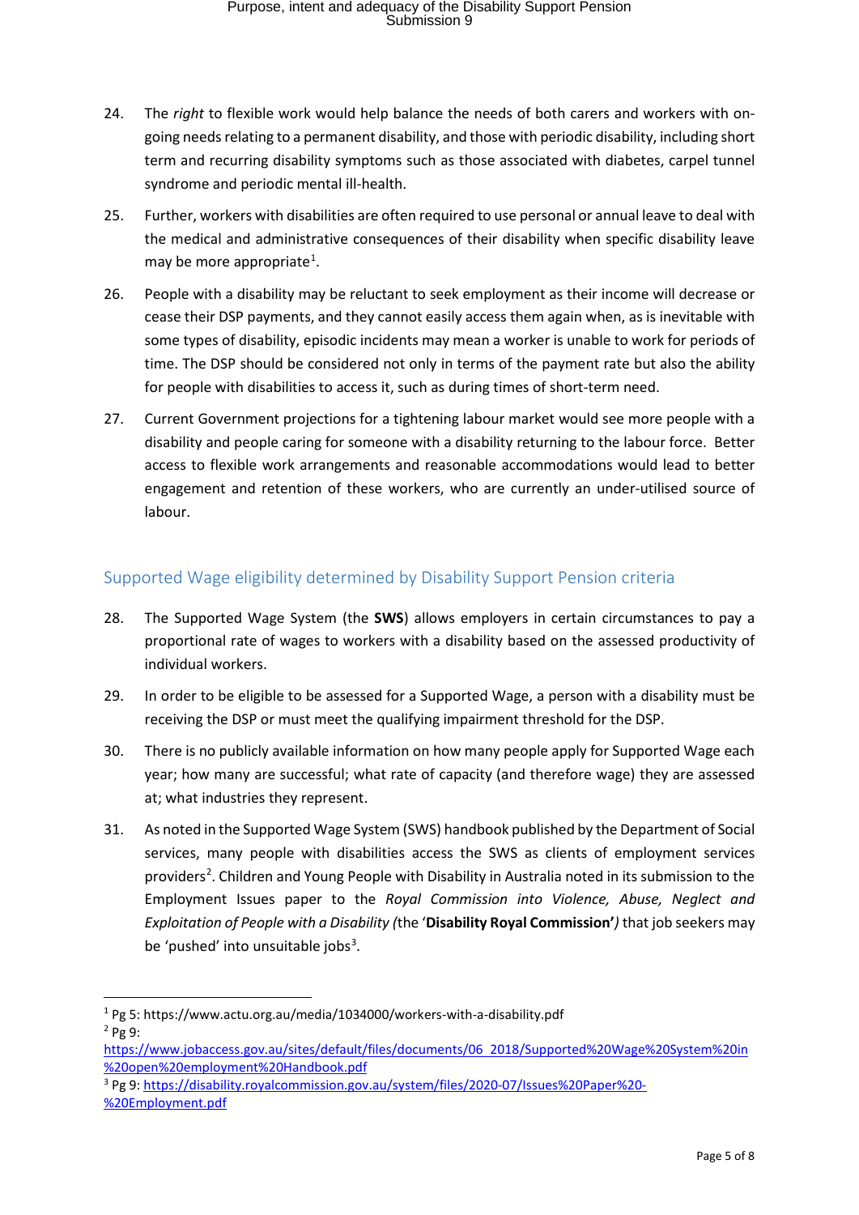24. The *right* to flexible work would help balance the needs of both carers and workers with on-going needs relating to a permanent disability, and those with periodic disability, including short term and recurring disability symptoms such as those associated with diabetes, carpel tunnel syndrome and periodic mental ill-health.

25. Further, workers with disabilities are often required to use personal or annual leave to deal with the medical and administrative consequences of their disability when specific disability leave may be more appropriate[1].

26. People with a disability may be reluctant to seek employment as their income will decrease or cease their DSP payments, and they cannot easily access them again when, as is inevitable with some types of disability, episodic incidents may mean a worker is unable to work for periods of time. The DSP should be considered not only in terms of the payment rate but also the ability for people with disabilities to access it, such as during times of short-term need.

27. Current Government projections for a tightening labour market would see more people with a disability and people caring for someone with a disability returning to the labour force. Better access to flexible work arrangements and reasonable accommodations would lead to better engagement and retention of these workers, who are currently an under-utilised source of labour.

## Supported Wage eligibility determined by Disability Support Pension criteria

28. The Supported Wage System (the **SWS**) allows employers in certain circumstances to pay a proportional rate of wages to workers with a disability based on the assessed productivity of individual workers.

29. In order to be eligible to be assessed for a Supported Wage, a person with a disability must be receiving the DSP or must meet the qualifying impairment threshold for the DSP.

30. There is no publicly available information on how many people apply for Supported Wage each year; how many are successful; what rate of capacity (and therefore wage) they are assessed at; what industries they represent.

31. As noted in the Supported Wage System (SWS) handbook published by the Department of Social services, many people with disabilities access the SWS as clients of employment services providers[2]. Children and Young People with Disability in Australia noted in its submission to the Employment Issues paper to the *Royal Commission into Violence, Abuse, Neglect and Exploitation of People with a Disability (*the '**Disability Royal Commission'***)* that job seekers may be 'pushed' into unsuitable jobs[3].

---

[1] Pg 5: https://www.actu.org.au/media/1034000/workers-with-a-disability.pdf

[2] Pg 9: https://www.jobaccess.gov.au/sites/default/files/documents/06_2018/Supported%20Wage%20System%20in%20open%20employment%20Handbook.pdf

[3] Pg 9: https://disability.royalcommission.gov.au/system/files/2020-07/Issues%20Paper%20-%20Employment.pdf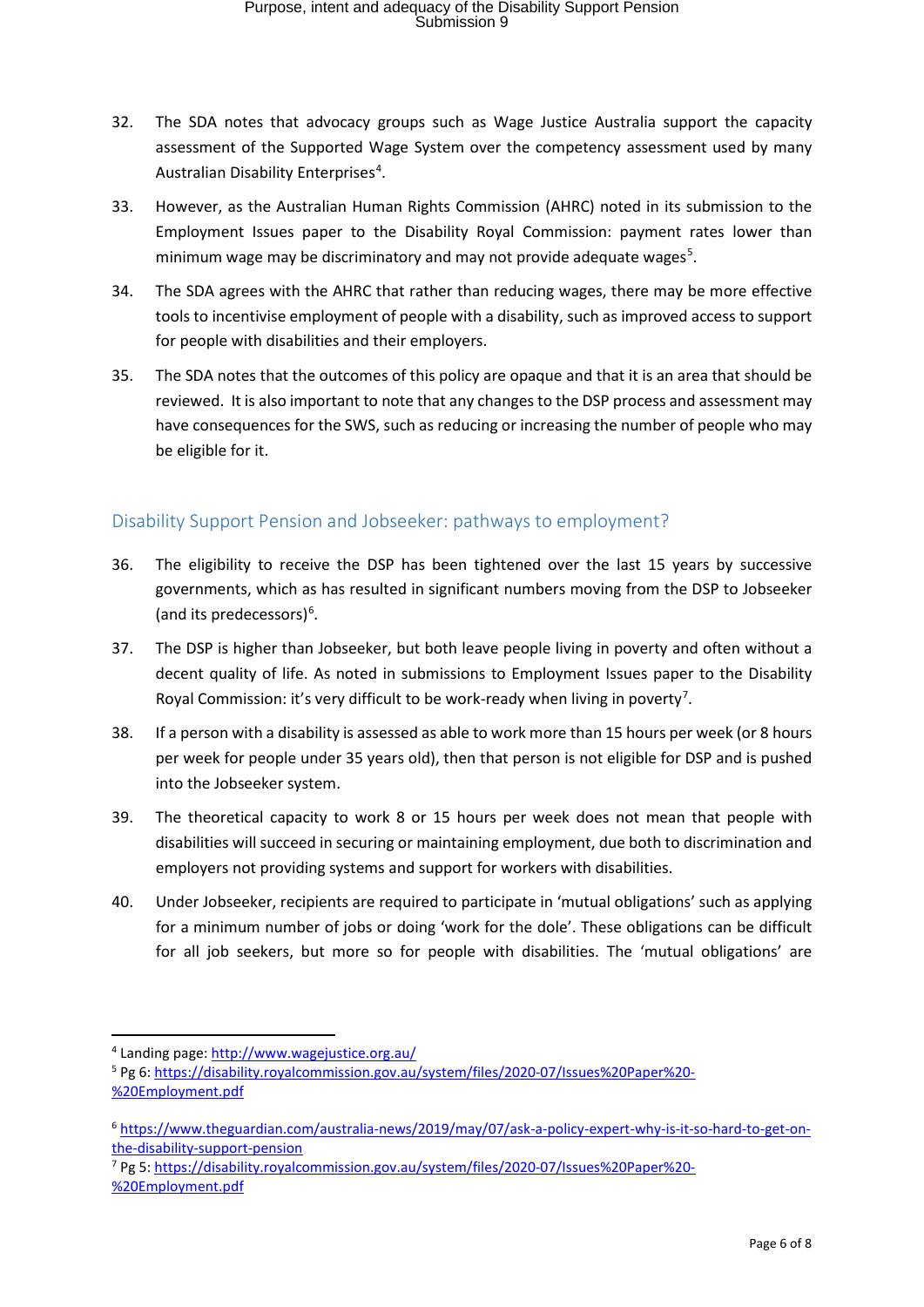32. The SDA notes that advocacy groups such as Wage Justice Australia support the capacity assessment of the Supported Wage System over the competency assessment used by many Australian Disability Enterprises[4].

33. However, as the Australian Human Rights Commission (AHRC) noted in its submission to the Employment Issues paper to the Disability Royal Commission: payment rates lower than minimum wage may be discriminatory and may not provide adequate wages[5].

34. The SDA agrees with the AHRC that rather than reducing wages, there may be more effective tools to incentivise employment of people with a disability, such as improved access to support for people with disabilities and their employers.

35. The SDA notes that the outcomes of this policy are opaque and that it is an area that should be reviewed. It is also important to note that any changes to the DSP process and assessment may have consequences for the SWS, such as reducing or increasing the number of people who may be eligible for it.

## Disability Support Pension and Jobseeker: pathways to employment?

36. The eligibility to receive the DSP has been tightened over the last 15 years by successive governments, which as has resulted in significant numbers moving from the DSP to Jobseeker (and its predecessors)[6].

37. The DSP is higher than Jobseeker, but both leave people living in poverty and often without a decent quality of life. As noted in submissions to Employment Issues paper to the Disability Royal Commission: it's very difficult to be work-ready when living in poverty[7].

38. If a person with a disability is assessed as able to work more than 15 hours per week (or 8 hours per week for people under 35 years old), then that person is not eligible for DSP and is pushed into the Jobseeker system.

39. The theoretical capacity to work 8 or 15 hours per week does not mean that people with disabilities will succeed in securing or maintaining employment, due both to discrimination and employers not providing systems and support for workers with disabilities.

40. Under Jobseeker, recipients are required to participate in 'mutual obligations' such as applying for a minimum number of jobs or doing 'work for the dole'. These obligations can be difficult for all job seekers, but more so for people with disabilities. The 'mutual obligations' are

---

[4] Landing page: http://www.wagejustice.org.au/

[5] Pg 6: https://disability.royalcommission.gov.au/system/files/2020-07/Issues%20Paper%20-%20Employment.pdf

[6] https://www.theguardian.com/australia-news/2019/may/07/ask-a-policy-expert-why-is-it-so-hard-to-get-on-the-disability-support-pension

[7] Pg 5: https://disability.royalcommission.gov.au/system/files/2020-07/Issues%20Paper%20-%20Employment.pdf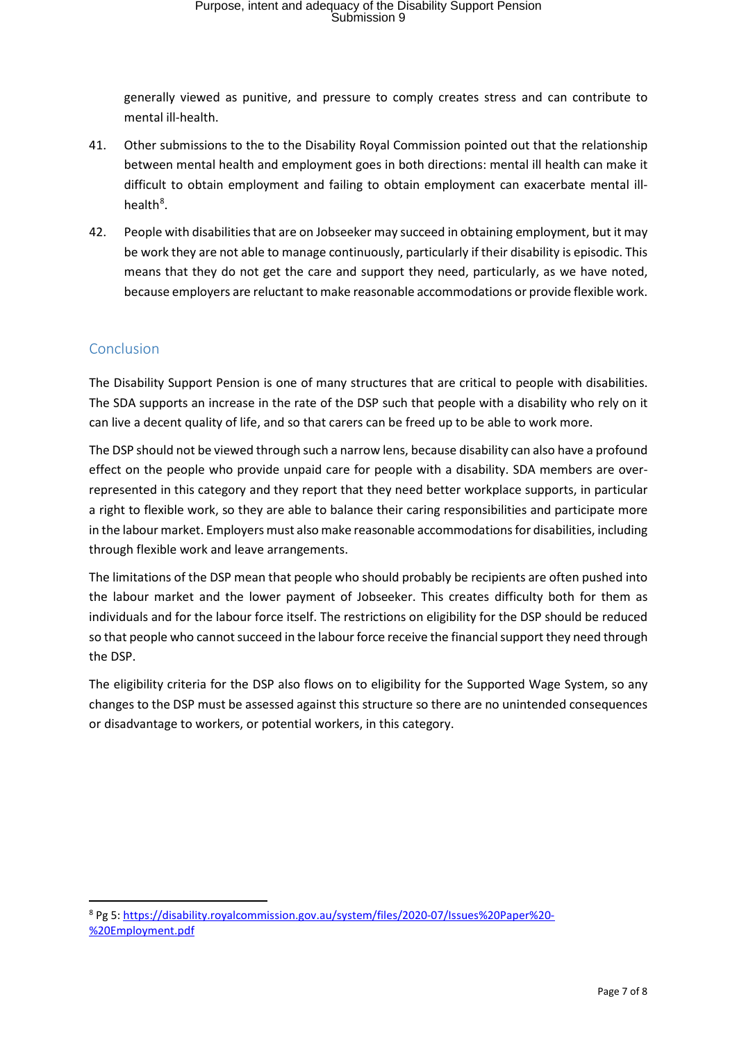generally viewed as punitive, and pressure to comply creates stress and can contribute to mental ill-health.

41. Other submissions to the to the Disability Royal Commission pointed out that the relationship between mental health and employment goes in both directions: mental ill health can make it difficult to obtain employment and failing to obtain employment can exacerbate mental ill-health[8].

42. People with disabilities that are on Jobseeker may succeed in obtaining employment, but it may be work they are not able to manage continuously, particularly if their disability is episodic. This means that they do not get the care and support they need, particularly, as we have noted, because employers are reluctant to make reasonable accommodations or provide flexible work.

## Conclusion

The Disability Support Pension is one of many structures that are critical to people with disabilities. The SDA supports an increase in the rate of the DSP such that people with a disability who rely on it can live a decent quality of life, and so that carers can be freed up to be able to work more.

The DSP should not be viewed through such a narrow lens, because disability can also have a profound effect on the people who provide unpaid care for people with a disability. SDA members are over-represented in this category and they report that they need better workplace supports, in particular a right to flexible work, so they are able to balance their caring responsibilities and participate more in the labour market. Employers must also make reasonable accommodations for disabilities, including through flexible work and leave arrangements.

The limitations of the DSP mean that people who should probably be recipients are often pushed into the labour market and the lower payment of Jobseeker. This creates difficulty both for them as individuals and for the labour force itself. The restrictions on eligibility for the DSP should be reduced so that people who cannot succeed in the labour force receive the financial support they need through the DSP.

The eligibility criteria for the DSP also flows on to eligibility for the Supported Wage System, so any changes to the DSP must be assessed against this structure so there are no unintended consequences or disadvantage to workers, or potential workers, in this category.

---

[8] Pg 5: https://disability.royalcommission.gov.au/system/files/2020-07/Issues%20Paper%20-%20Employment.pdf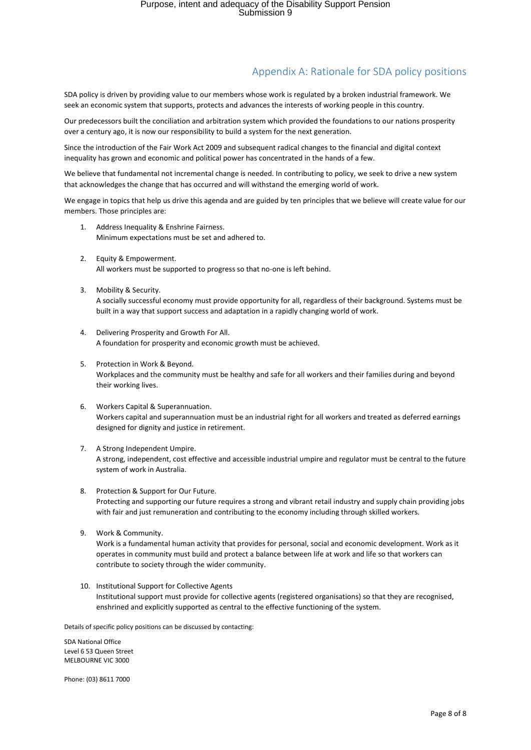## Appendix A: Rationale for SDA policy positions

SDA policy is driven by providing value to our members whose work is regulated by a broken industrial framework. We seek an economic system that supports, protects and advances the interests of working people in this country.

Our predecessors built the conciliation and arbitration system which provided the foundations to our nations prosperity over a century ago, it is now our responsibility to build a system for the next generation.

Since the introduction of the Fair Work Act 2009 and subsequent radical changes to the financial and digital context inequality has grown and economic and political power has concentrated in the hands of a few.

We believe that fundamental not incremental change is needed. In contributing to policy, we seek to drive a new system that acknowledges the change that has occurred and will withstand the emerging world of work.

We engage in topics that help us drive this agenda and are guided by ten principles that we believe will create value for our members. Those principles are:

1. Address Inequality & Enshrine Fairness.
   Minimum expectations must be set and adhered to.

2. Equity & Empowerment.
   All workers must be supported to progress so that no-one is left behind.

3. Mobility & Security.
   A socially successful economy must provide opportunity for all, regardless of their background. Systems must be built in a way that support success and adaptation in a rapidly changing world of work.

4. Delivering Prosperity and Growth For All.
   A foundation for prosperity and economic growth must be achieved.

5. Protection in Work & Beyond.
   Workplaces and the community must be healthy and safe for all workers and their families during and beyond their working lives.

6. Workers Capital & Superannuation.
   Workers capital and superannuation must be an industrial right for all workers and treated as deferred earnings designed for dignity and justice in retirement.

7. A Strong Independent Umpire.
   A strong, independent, cost effective and accessible industrial umpire and regulator must be central to the future system of work in Australia.

8. Protection & Support for Our Future.
   Protecting and supporting our future requires a strong and vibrant retail industry and supply chain providing jobs with fair and just remuneration and contributing to the economy including through skilled workers.

9. Work & Community.
   Work is a fundamental human activity that provides for personal, social and economic development. Work as it operates in community must build and protect a balance between life at work and life so that workers can contribute to society through the wider community.

10. Institutional Support for Collective Agents
    Institutional support must provide for collective agents (registered organisations) so that they are recognised, enshrined and explicitly supported as central to the effective functioning of the system.

Details of specific policy positions can be discussed by contacting:

SDA National Office
Level 6 53 Queen Street
MELBOURNE VIC 3000

Phone: (03) 8611 7000